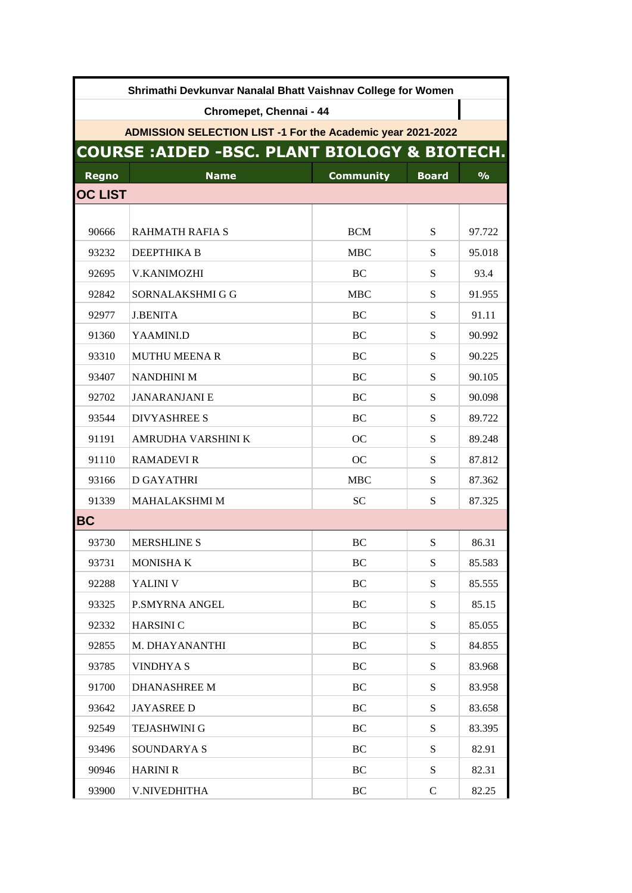**Shrimathi Devkunvar Nanalal Bhatt Vaishnav College for Women**

**Chromepet, Chennai - 44**

**ADMISSION SELECTION LIST -1 For the Academic year 2021-2022**

# COURSE :AIDED -BSC. PLANT BIOLOGY & BIOTECH.

| Regno | Name | Community | Board | % |
|---|---|---|---|---|
| **OC LIST** | | | | |
| 90666 | RAHMATH RAFIA S | BCM | S | 97.722 |
| 93232 | DEEPTHIKA B | MBC | S | 95.018 |
| 92695 | V.KANIMOZHI | BC | S | 93.4 |
| 92842 | SORNALAKSHMI G G | MBC | S | 91.955 |
| 92977 | J.BENITA | BC | S | 91.11 |
| 91360 | YAAMINI.D | BC | S | 90.992 |
| 93310 | MUTHU MEENA R | BC | S | 90.225 |
| 93407 | NANDHINI M | BC | S | 90.105 |
| 92702 | JANARANJANI E | BC | S | 90.098 |
| 93544 | DIVYASHREE S | BC | S | 89.722 |
| 91191 | AMRUDHA VARSHINI K | OC | S | 89.248 |
| 91110 | RAMADEVI R | OC | S | 87.812 |
| 93166 | D GAYATHRI | MBC | S | 87.362 |
| 91339 | MAHALAKSHMI M | SC | S | 87.325 |
| **BC** | | | | |
| 93730 | MERSHLINE S | BC | S | 86.31 |
| 93731 | MONISHA K | BC | S | 85.583 |
| 92288 | YALINI V | BC | S | 85.555 |
| 93325 | P.SMYRNA ANGEL | BC | S | 85.15 |
| 92332 | HARSINI C | BC | S | 85.055 |
| 92855 | M. DHAYANANTHI | BC | S | 84.855 |
| 93785 | VINDHYA S | BC | S | 83.968 |
| 91700 | DHANASHREE M | BC | S | 83.958 |
| 93642 | JAYASREE D | BC | S | 83.658 |
| 92549 | TEJASHWINI G | BC | S | 83.395 |
| 93496 | SOUNDARYA S | BC | S | 82.91 |
| 90946 | HARINI R | BC | S | 82.31 |
| 93900 | V.NIVEDHITHA | BC | C | 82.25 |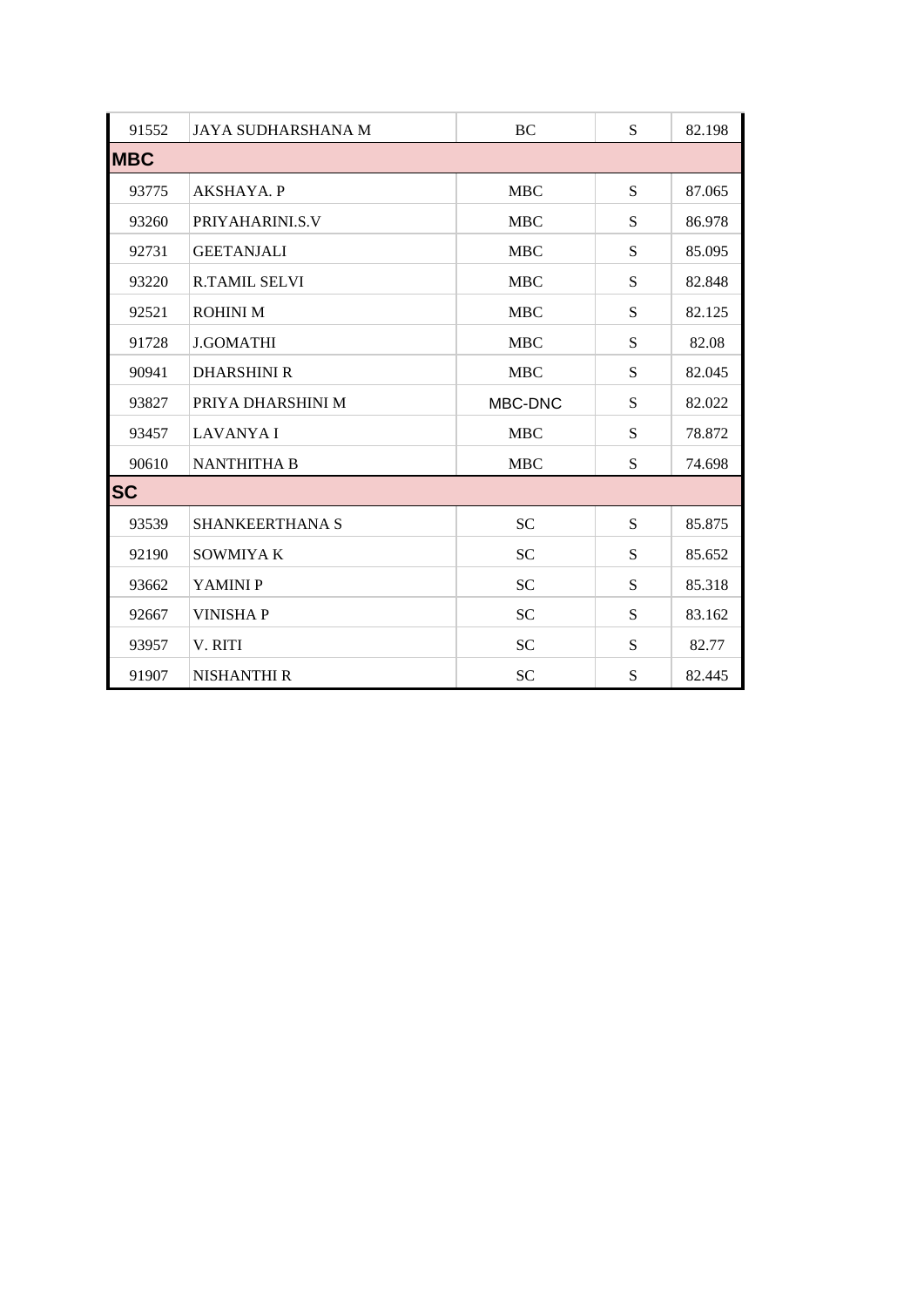| | | | | |
|---|---|---|---|---|
| 91552 | JAYA SUDHARSHANA M | BC | S | 82.198 |
| **MBC** | | | | |
| 93775 | AKSHAYA. P | MBC | S | 87.065 |
| 93260 | PRIYAHARINI.S.V | MBC | S | 86.978 |
| 92731 | GEETANJALI | MBC | S | 85.095 |
| 93220 | R.TAMIL SELVI | MBC | S | 82.848 |
| 92521 | ROHINI M | MBC | S | 82.125 |
| 91728 | J.GOMATHI | MBC | S | 82.08 |
| 90941 | DHARSHINI R | MBC | S | 82.045 |
| 93827 | PRIYA DHARSHINI M | MBC-DNC | S | 82.022 |
| 93457 | LAVANYA I | MBC | S | 78.872 |
| 90610 | NANTHITHA B | MBC | S | 74.698 |
| **SC** | | | | |
| 93539 | SHANKEERTHANA S | SC | S | 85.875 |
| 92190 | SOWMIYA K | SC | S | 85.652 |
| 93662 | YAMINI P | SC | S | 85.318 |
| 92667 | VINISHA P | SC | S | 83.162 |
| 93957 | V. RITI | SC | S | 82.77 |
| 91907 | NISHANTHI R | SC | S | 82.445 |